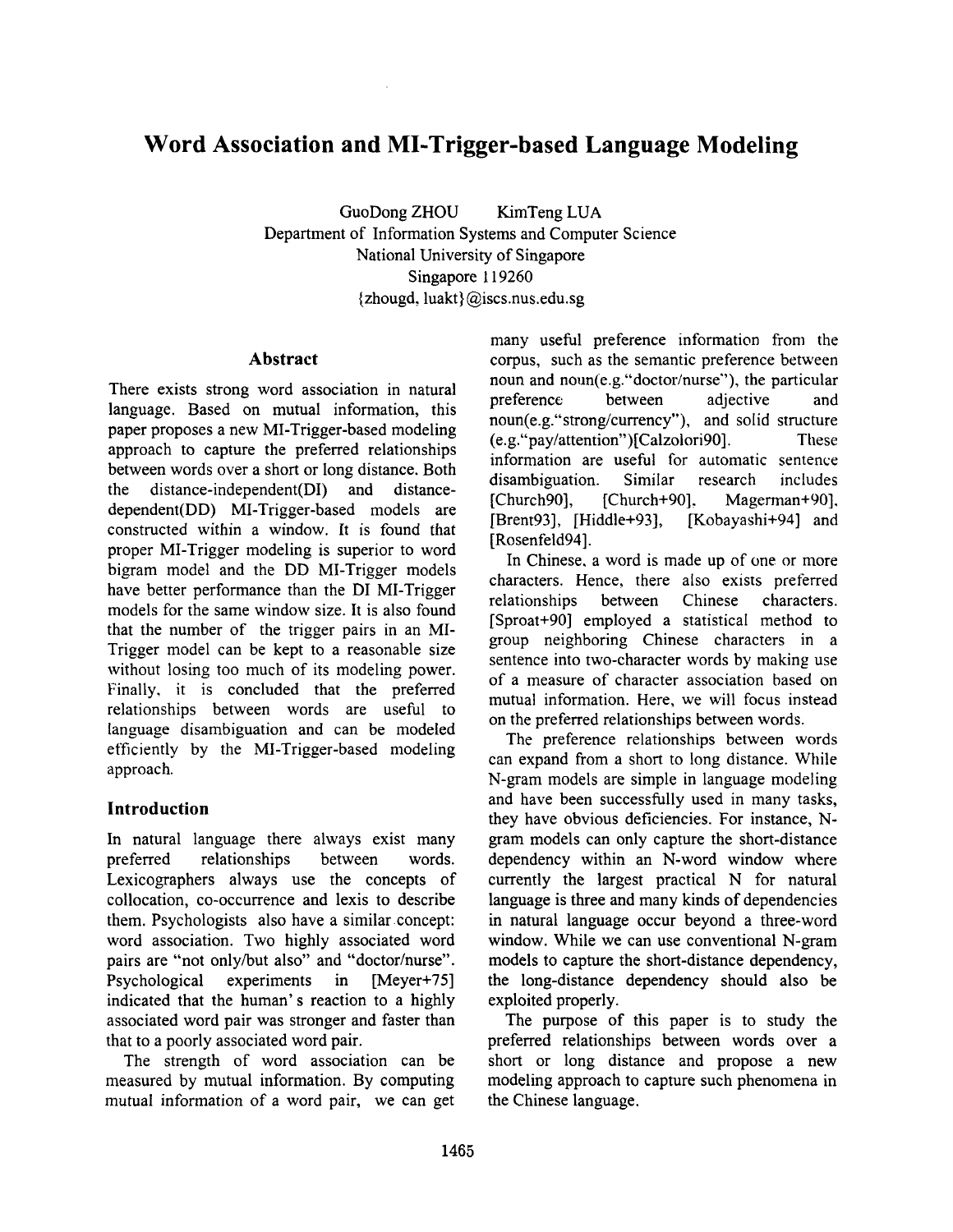# Word Association and MI-Trigger-based Language Modeling

GuoDong ZHOU KimTeng LUA
Department of Information Systems and Computer Science
National University of Singapore
Singapore 119260
{zhougd, luakt}@iscs.nus.edu.sg

## Abstract

There exists strong word association in natural language. Based on mutual information, this paper proposes a new MI-Trigger-based modeling approach to capture the preferred relationships between words over a short or long distance. Both the distance-independent(DI) and distance-dependent(DD) MI-Trigger-based models are constructed within a window. It is found that proper MI-Trigger modeling is superior to word bigram model and the DD MI-Trigger models have better performance than the DI MI-Trigger models for the same window size. It is also found that the number of the trigger pairs in an MI-Trigger model can be kept to a reasonable size without losing too much of its modeling power. Finally, it is concluded that the preferred relationships between words are useful to language disambiguation and can be modeled efficiently by the MI-Trigger-based modeling approach.

## Introduction

In natural language there always exist many preferred relationships between words. Lexicographers always use the concepts of collocation, co-occurrence and lexis to describe them. Psychologists also have a similar concept: word association. Two highly associated word pairs are "not only/but also" and "doctor/nurse". Psychological experiments in [Meyer+75] indicated that the human's reaction to a highly associated word pair was stronger and faster than that to a poorly associated word pair.

The strength of word association can be measured by mutual information. By computing mutual information of a word pair, we can get many useful preference information from the corpus, such as the semantic preference between noun and noun(e.g."doctor/nurse"), the particular preference between adjective and noun(e.g."strong/currency"), and solid structure (e.g."pay/attention")[Calzolori90]. These information are useful for automatic sentence disambiguation. Similar research includes [Church90], [Church+90], Magerman+90], [Brent93], [Hiddle+93], [Kobayashi+94] and [Rosenfeld94].

In Chinese, a word is made up of one or more characters. Hence, there also exists preferred relationships between Chinese characters. [Sproat+90] employed a statistical method to group neighboring Chinese characters in a sentence into two-character words by making use of a measure of character association based on mutual information. Here, we will focus instead on the preferred relationships between words.

The preference relationships between words can expand from a short to long distance. While N-gram models are simple in language modeling and have been successfully used in many tasks, they have obvious deficiencies. For instance, N-gram models can only capture the short-distance dependency within an N-word window where currently the largest practical N for natural language is three and many kinds of dependencies in natural language occur beyond a three-word window. While we can use conventional N-gram models to capture the short-distance dependency, the long-distance dependency should also be exploited properly.

The purpose of this paper is to study the preferred relationships between words over a short or long distance and propose a new modeling approach to capture such phenomena in the Chinese language.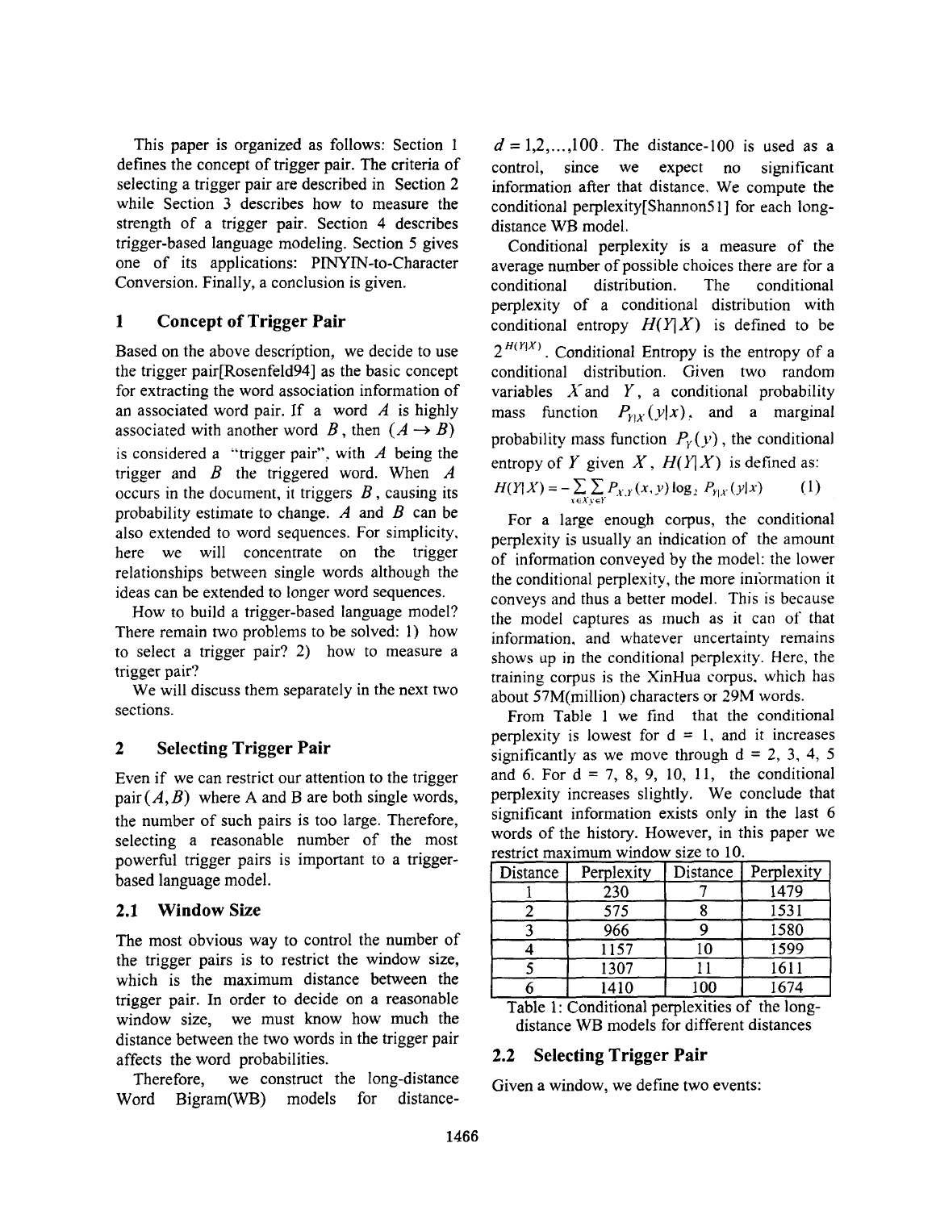This paper is organized as follows: Section 1 defines the concept of trigger pair. The criteria of selecting a trigger pair are described in Section 2 while Section 3 describes how to measure the strength of a trigger pair. Section 4 describes trigger-based language modeling. Section 5 gives one of its applications: PINYIN-to-Character Conversion. Finally, a conclusion is given.

## 1 Concept of Trigger Pair

Based on the above description, we decide to use the trigger pair[Rosenfeld94] as the basic concept for extracting the word association information of an associated word pair. If a word $A$ is highly associated with another word $B$, then $(A \rightarrow B)$ is considered a "trigger pair", with $A$ being the trigger and $B$ the triggered word. When $A$ occurs in the document, it triggers $B$, causing its probability estimate to change. $A$ and $B$ can be also extended to word sequences. For simplicity, here we will concentrate on the trigger relationships between single words although the ideas can be extended to longer word sequences.

How to build a trigger-based language model? There remain two problems to be solved: 1) how to select a trigger pair? 2) how to measure a trigger pair?

We will discuss them separately in the next two sections.

## 2 Selecting Trigger Pair

Even if we can restrict our attention to the trigger pair $(A,B)$ where A and B are both single words, the number of such pairs is too large. Therefore, selecting a reasonable number of the most powerful trigger pairs is important to a trigger-based language model.

### 2.1 Window Size

The most obvious way to control the number of the trigger pairs is to restrict the window size, which is the maximum distance between the trigger pair. In order to decide on a reasonable window size, we must know how much the distance between the two words in the trigger pair affects the word probabilities.

Therefore, we construct the long-distance Word Bigram(WB) models for distance-$d = 1,2,\ldots,100$. The distance-100 is used as a control, since we expect no significant information after that distance. We compute the conditional perplexity[Shannon51] for each long-distance WB model.

Conditional perplexity is a measure of the average number of possible choices there are for a conditional distribution. The conditional perplexity of a conditional distribution with conditional entropy $H(Y|X)$ is defined to be $2^{H(Y|X)}$. Conditional Entropy is the entropy of a conditional distribution. Given two random variables $X$ and $Y$, a conditional probability mass function $P_{Y|X}(y|x)$, and a marginal probability mass function $P_Y(y)$, the conditional entropy of $Y$ given $X$, $H(Y|X)$ is defined as:

$$H(Y|X) = -\sum_{x \in X}\sum_{y \in Y} P_{X,Y}(x,y)\log_2 P_{Y|X}(y|x) \qquad (1)$$

For a large enough corpus, the conditional perplexity is usually an indication of the amount of information conveyed by the model: the lower the conditional perplexity, the more information it conveys and thus a better model. This is because the model captures as much as it can of that information, and whatever uncertainty remains shows up in the conditional perplexity. Here, the training corpus is the XinHua corpus, which has about 57M(million) characters or 29M words.

From Table 1 we find that the conditional perplexity is lowest for d = 1, and it increases significantly as we move through d = 2, 3, 4, 5 and 6. For d = 7, 8, 9, 10, 11, the conditional perplexity increases slightly. We conclude that significant information exists only in the last 6 words of the history. However, in this paper we restrict maximum window size to 10.

| Distance | Perplexity | Distance | Perplexity |
|---|---|---|---|
| 1 | 230 | 7 | 1479 |
| 2 | 575 | 8 | 1531 |
| 3 | 966 | 9 | 1580 |
| 4 | 1157 | 10 | 1599 |
| 5 | 1307 | 11 | 1611 |
| 6 | 1410 | 100 | 1674 |

Table 1: Conditional perplexities of the long-distance WB models for different distances

### 2.2 Selecting Trigger Pair

Given a window, we define two events: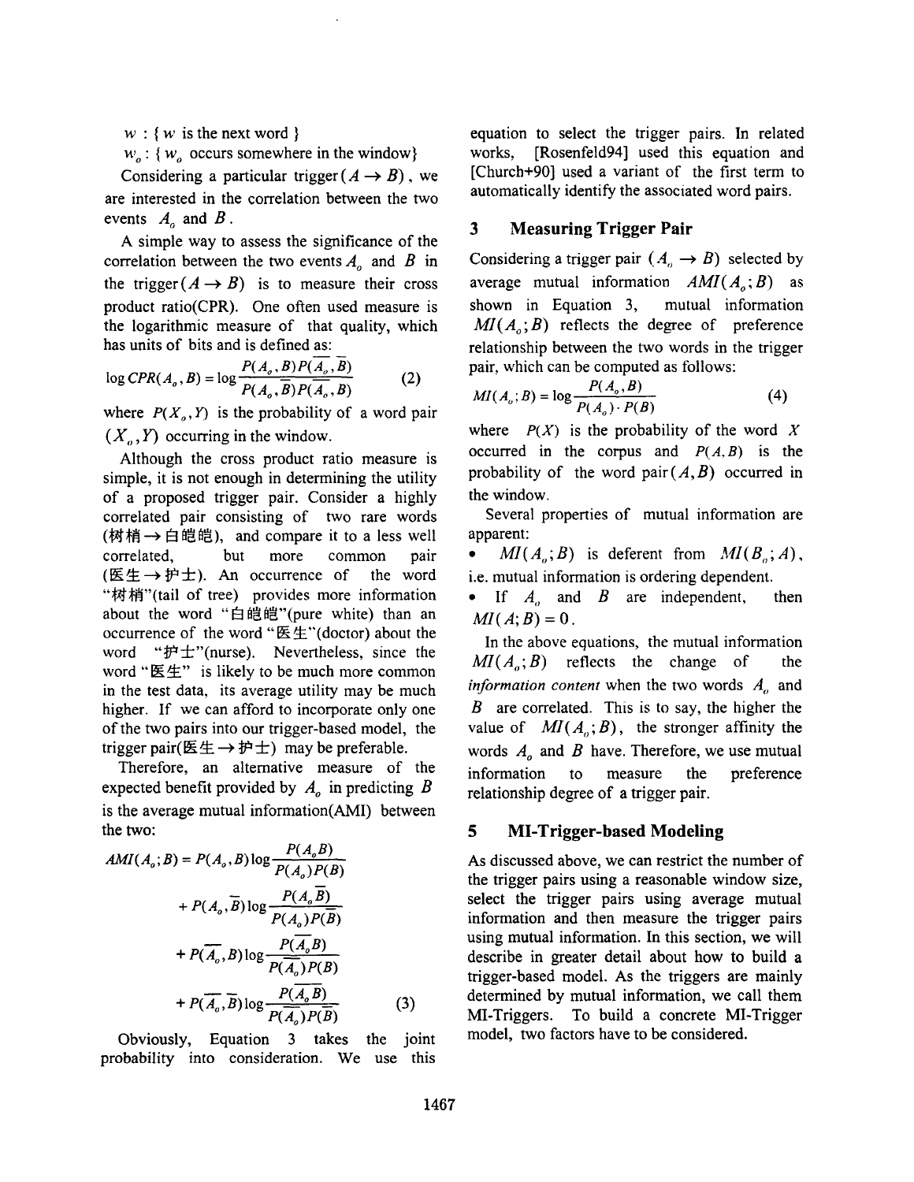$w$ : { $w$ is the next word }

$w_o$ : { $w_o$ occurs somewhere in the window}

Considering a particular trigger $(A \rightarrow B)$, we are interested in the correlation between the two events $A_o$ and $B$.

A simple way to assess the significance of the correlation between the two events $A_o$ and $B$ in the trigger $(A \rightarrow B)$ is to measure their cross product ratio(CPR). One often used measure is the logarithmic measure of that quality, which has units of bits and is defined as:

$$\log CPR(A_o, B) = \log \frac{P(A_o, B)P(\overline{A_o}, \overline{B})}{P(A_o, \overline{B})P(\overline{A_o}, B)} \tag{2}$$

where $P(X_o, Y)$ is the probability of a word pair $(X_o, Y)$ occurring in the window.

Although the cross product ratio measure is simple, it is not enough in determining the utility of a proposed trigger pair. Consider a highly correlated pair consisting of two rare words (树梢→白皑皑), and compare it to a less well correlated, but more common pair (医生→护士). An occurrence of the word "树梢"(tail of tree) provides more information about the word "白皑皑"(pure white) than an occurrence of the word "医生"(doctor) about the word "护士"(nurse). Nevertheless, since the word "医生" is likely to be much more common in the test data, its average utility may be much higher. If we can afford to incorporate only one of the two pairs into our trigger-based model, the trigger pair(医生→护士) may be preferable.

Therefore, an alternative measure of the expected benefit provided by $A_o$ in predicting $B$ is the average mutual information(AMI) between the two:

$$\begin{aligned} AMI(A_o; B) = & P(A_o, B)\log \frac{P(A_o B)}{P(A_o)P(B)} \\ & + P(A_o, \overline{B})\log \frac{P(A_o \overline{B})}{P(A_o)P(\overline{B})} \\ & + P(\overline{A_o}, B)\log \frac{P(\overline{A_o} B)}{P(\overline{A_o})P(B)} \\ & + P(\overline{A_o}, \overline{B})\log \frac{P(\overline{A_o} \overline{B})}{P(\overline{A_o})P(\overline{B})} \end{aligned} \tag{3}$$

Obviously, Equation 3 takes the joint probability into consideration. We use this equation to select the trigger pairs. In related works, [Rosenfeld94] used this equation and [Church+90] used a variant of the first term to automatically identify the associated word pairs.

## 3 Measuring Trigger Pair

Considering a trigger pair $(A_o \rightarrow B)$ selected by average mutual information $AMI(A_o; B)$ as shown in Equation 3, mutual information $MI(A_o; B)$ reflects the degree of preference relationship between the two words in the trigger pair, which can be computed as follows:

$$MI(A_o; B) = \log \frac{P(A_o, B)}{P(A_o) \cdot P(B)} \tag{4}$$

where $P(X)$ is the probability of the word $X$ occurred in the corpus and $P(A, B)$ is the probability of the word pair $(A, B)$ occurred in the window.

Several properties of mutual information are apparent:

- $MI(A_o; B)$ is deferent from $MI(B_o; A)$, i.e. mutual information is ordering dependent.
- If $A_o$ and $B$ are independent, then $MI(A; B) = 0$.

In the above equations, the mutual information $MI(A_o; B)$ reflects the change of the *information content* when the two words $A_o$ and $B$ are correlated. This is to say, the higher the value of $MI(A_o; B)$, the stronger affinity the words $A_o$ and $B$ have. Therefore, we use mutual information to measure the preference relationship degree of a trigger pair.

## 5 MI-Trigger-based Modeling

As discussed above, we can restrict the number of the trigger pairs using a reasonable window size, select the trigger pairs using average mutual information and then measure the trigger pairs using mutual information. In this section, we will describe in greater detail about how to build a trigger-based model. As the triggers are mainly determined by mutual information, we call them MI-Triggers. To build a concrete MI-Trigger model, two factors have to be considered.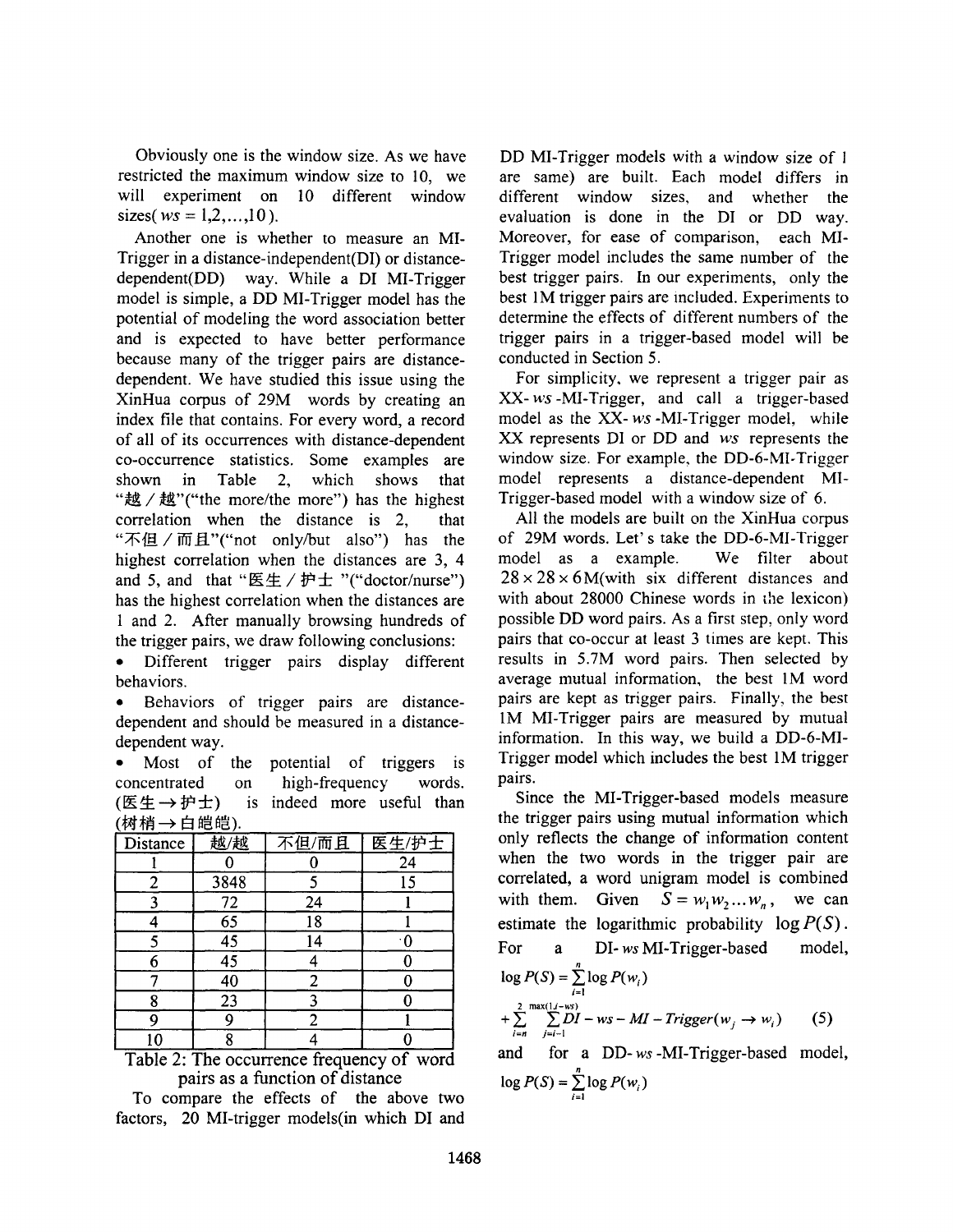Obviously one is the window size. As we have restricted the maximum window size to 10, we will experiment on 10 different window sizes( $ws = 1,2,...,10$ ).

Another one is whether to measure an MI-Trigger in a distance-independent(DI) or distance-dependent(DD) way. While a DI MI-Trigger model is simple, a DD MI-Trigger model has the potential of modeling the word association better and is expected to have better performance because many of the trigger pairs are distance-dependent. We have studied this issue using the XinHua corpus of 29M words by creating an index file that contains. For every word, a record of all of its occurrences with distance-dependent co-occurrence statistics. Some examples are shown in Table 2, which shows that "越／越"("the more/the more") has the highest correlation when the distance is 2, that "不但／而且"("not only/but also") has the highest correlation when the distances are 3, 4 and 5, and that "医生／护士 "("doctor/nurse") has the highest correlation when the distances are 1 and 2. After manually browsing hundreds of the trigger pairs, we draw following conclusions:

- Different trigger pairs display different behaviors.
- Behaviors of trigger pairs are distance-dependent and should be measured in a distance-dependent way.
- Most of the potential of triggers is concentrated on high-frequency words. (医生→护士) is indeed more useful than (树梢→白皑皑).

| Distance | 越/越 | 不但/而且 | 医生/护士 |
|---|---|---|---|
| 1 | 0 | 0 | 24 |
| 2 | 3848 | 5 | 15 |
| 3 | 72 | 24 | 1 |
| 4 | 65 | 18 | 1 |
| 5 | 45 | 14 | 0 |
| 6 | 45 | 4 | 0 |
| 7 | 40 | 2 | 0 |
| 8 | 23 | 3 | 0 |
| 9 | 9 | 2 | 1 |
| 10 | 8 | 4 | 0 |

Table 2: The occurrence frequency of word pairs as a function of distance

To compare the effects of the above two factors, 20 MI-trigger models(in which DI and DD MI-Trigger models with a window size of 1 are same) are built. Each model differs in different window sizes, and whether the evaluation is done in the DI or DD way. Moreover, for ease of comparison, each MI-Trigger model includes the same number of the best trigger pairs. In our experiments, only the best 1M trigger pairs are included. Experiments to determine the effects of different numbers of the trigger pairs in a trigger-based model will be conducted in Section 5.

For simplicity, we represent a trigger pair as XX-$ws$-MI-Trigger, and call a trigger-based model as the XX-$ws$-MI-Trigger model, while XX represents DI or DD and $ws$ represents the window size. For example, the DD-6-MI-Trigger model represents a distance-dependent MI-Trigger-based model with a window size of 6.

All the models are built on the XinHua corpus of 29M words. Let's take the DD-6-MI-Trigger model as a example. We filter about $28 \times 28 \times 6$M(with six different distances and with about 28000 Chinese words in the lexicon) possible DD word pairs. As a first step, only word pairs that co-occur at least 3 times are kept. This results in 5.7M word pairs. Then selected by average mutual information, the best 1M word pairs are kept as trigger pairs. Finally, the best 1M MI-Trigger pairs are measured by mutual information. In this way, we build a DD-6-MI-Trigger model which includes the best 1M trigger pairs.

Since the MI-Trigger-based models measure the trigger pairs using mutual information which only reflects the change of information content when the two words in the trigger pair are correlated, a word unigram model is combined with them. Given $S = w_1 w_2 ... w_n$, we can estimate the logarithmic probability $\log P(S)$. For a DI-$ws$ MI-Trigger-based model,

$$\log P(S) = \sum_{i=1}^{n} \log P(w_i) + \sum_{i=n}^{2} \sum_{j=i-1}^{\max(1,i-ws)} DI - ws - MI - Trigger(w_j \rightarrow w_i) \quad (5)$$

and for a DD-$ws$-MI-Trigger-based model,

$$\log P(S) = \sum_{i=1}^{n} \log P(w_i)$$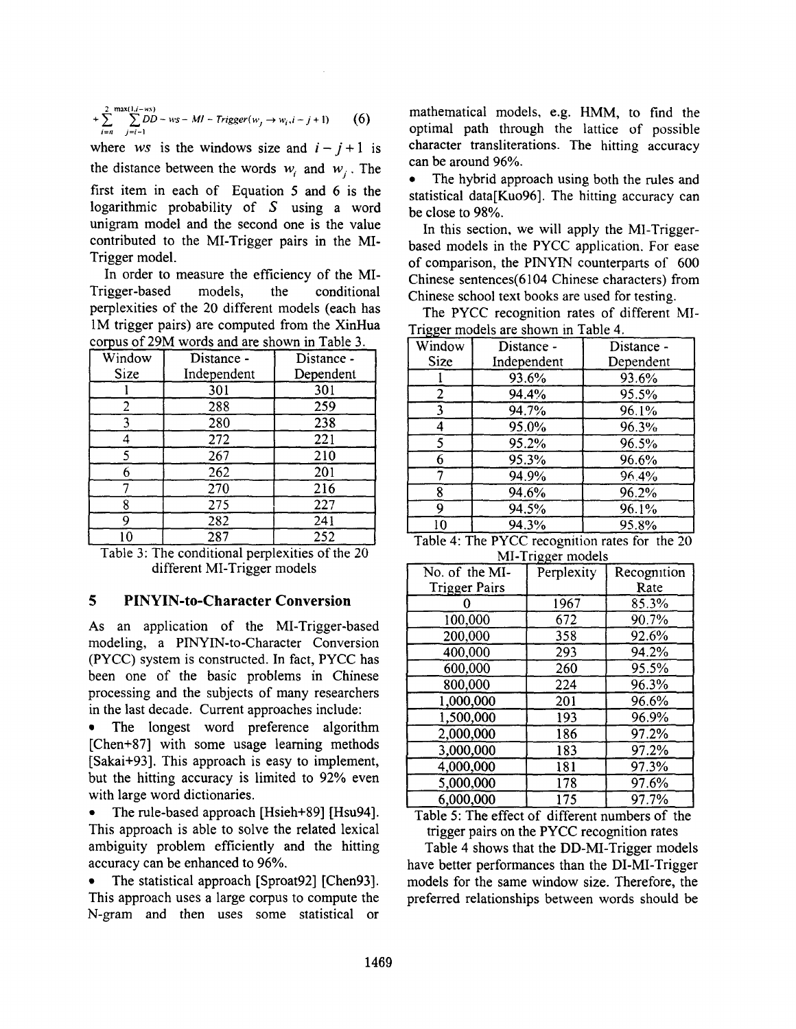$$+\sum_{i=n}^{2}\sum_{j=i-1}^{\max(1,i-ws)} DD-ws-MI-Trigger(w_j \rightarrow w_i, i-j+1) \quad (6)$$

where $ws$ is the windows size and $i-j+1$ is the distance between the words $w_i$ and $w_j$. The first item in each of Equation 5 and 6 is the logarithmic probability of $S$ using a word unigram model and the second one is the value contributed to the MI-Trigger pairs in the MI-Trigger model.

In order to measure the efficiency of the MI-Trigger-based models, the conditional perplexities of the 20 different models (each has 1M trigger pairs) are computed from the XinHua corpus of 29M words and are shown in Table 3.

| Window Size | Distance - Independent | Distance - Dependent |
|---|---|---|
| 1 | 301 | 301 |
| 2 | 288 | 259 |
| 3 | 280 | 238 |
| 4 | 272 | 221 |
| 5 | 267 | 210 |
| 6 | 262 | 201 |
| 7 | 270 | 216 |
| 8 | 275 | 227 |
| 9 | 282 | 241 |
| 10 | 287 | 252 |

Table 3: The conditional perplexities of the 20 different MI-Trigger models

## 5 PINYIN-to-Character Conversion

As an application of the MI-Trigger-based modeling, a PINYIN-to-Character Conversion (PYCC) system is constructed. In fact, PYCC has been one of the basic problems in Chinese processing and the subjects of many researchers in the last decade. Current approaches include:

- The longest word preference algorithm [Chen+87] with some usage learning methods [Sakai+93]. This approach is easy to implement, but the hitting accuracy is limited to 92% even with large word dictionaries.
- The rule-based approach [Hsieh+89] [Hsu94]. This approach is able to solve the related lexical ambiguity problem efficiently and the hitting accuracy can be enhanced to 96%.
- The statistical approach [Sproat92] [Chen93]. This approach uses a large corpus to compute the N-gram and then uses some statistical or mathematical models, e.g. HMM, to find the optimal path through the lattice of possible character transliterations. The hitting accuracy can be around 96%.
- The hybrid approach using both the rules and statistical data[Kuo96]. The hitting accuracy can be close to 98%.

In this section, we will apply the MI-Trigger-based models in the PYCC application. For ease of comparison, the PINYIN counterparts of 600 Chinese sentences(6104 Chinese characters) from Chinese school text books are used for testing.

The PYCC recognition rates of different MI-Trigger models are shown in Table 4.

| Window Size | Distance - Independent | Distance - Dependent |
|---|---|---|
| 1 | 93.6% | 93.6% |
| 2 | 94.4% | 95.5% |
| 3 | 94.7% | 96.1% |
| 4 | 95.0% | 96.3% |
| 5 | 95.2% | 96.5% |
| 6 | 95.3% | 96.6% |
| 7 | 94.9% | 96.4% |
| 8 | 94.6% | 96.2% |
| 9 | 94.5% | 96.1% |
| 10 | 94.3% | 95.8% |

Table 4: The PYCC recognition rates for the 20 MI-Trigger models

| No. of the MI-Trigger Pairs | Perplexity | Recognition Rate |
|---|---|---|
| 0 | 1967 | 85.3% |
| 100,000 | 672 | 90.7% |
| 200,000 | 358 | 92.6% |
| 400,000 | 293 | 94.2% |
| 600,000 | 260 | 95.5% |
| 800,000 | 224 | 96.3% |
| 1,000,000 | 201 | 96.6% |
| 1,500,000 | 193 | 96.9% |
| 2,000,000 | 186 | 97.2% |
| 3,000,000 | 183 | 97.2% |
| 4,000,000 | 181 | 97.3% |
| 5,000,000 | 178 | 97.6% |
| 6,000,000 | 175 | 97.7% |

Table 5: The effect of different numbers of the trigger pairs on the PYCC recognition rates

Table 4 shows that the DD-MI-Trigger models have better performances than the DI-MI-Trigger models for the same window size. Therefore, the preferred relationships between words should be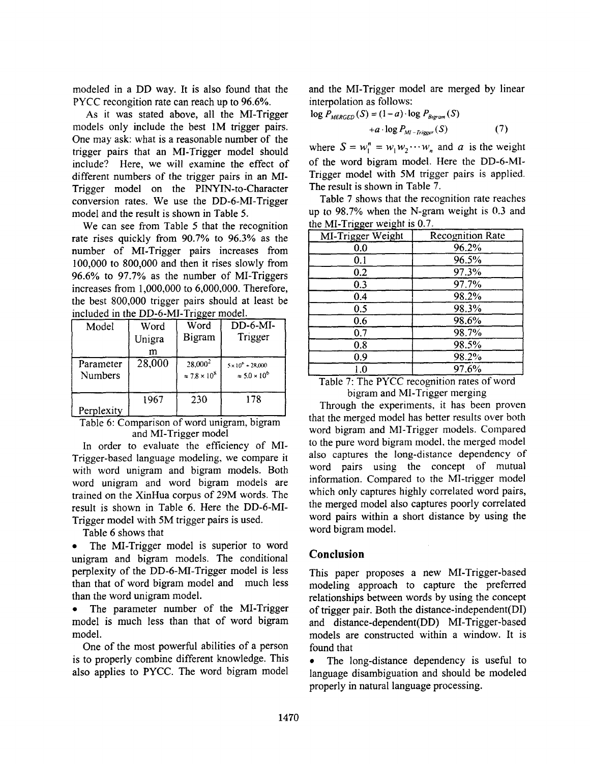modeled in a DD way. It is also found that the PYCC recognition rate can reach up to 96.6%.

As it was stated above, all the MI-Trigger models only include the best 1M trigger pairs. One may ask: what is a reasonable number of the trigger pairs that an MI-Trigger model should include? Here, we will examine the effect of different numbers of the trigger pairs in an MI-Trigger model on the PINYIN-to-Character conversion rates. We use the DD-6-MI-Trigger model and the result is shown in Table 5.

We can see from Table 5 that the recognition rate rises quickly from 90.7% to 96.3% as the number of MI-Trigger pairs increases from 100,000 to 800,000 and then it rises slowly from 96.6% to 97.7% as the number of MI-Triggers increases from 1,000,000 to 6,000,000. Therefore, the best 800,000 trigger pairs should at least be included in the DD-6-MI-Trigger model.

| Model | Word Unigram | Word Bigram | DD-6-MI-Trigger |
|---|---|---|---|
| Parameter Numbers | 28,000 | $28{,}000^2 \approx 7.8 \times 10^8$ | $5 \times 10^6 + 28{,}000 \approx 5.0 \times 10^6$ |
| Perplexity | 1967 | 230 | 178 |

Table 6: Comparison of word unigram, bigram and MI-Trigger model

In order to evaluate the efficiency of MI-Trigger-based language modeling, we compare it with word unigram and bigram models. Both word unigram and word bigram models are trained on the XinHua corpus of 29M words. The result is shown in Table 6. Here the DD-6-MI-Trigger model with 5M trigger pairs is used.

Table 6 shows that

- The MI-Trigger model is superior to word unigram and bigram models. The conditional perplexity of the DD-6-MI-Trigger model is less than that of word bigram model and much less than the word unigram model.
- The parameter number of the MI-Trigger model is much less than that of word bigram model.

One of the most powerful abilities of a person is to properly combine different knowledge. This also applies to PYCC. The word bigram model and the MI-Trigger model are merged by linear interpolation as follows:

$$\log P_{MERGED}(S) = (1-a) \cdot \log P_{Bigram}(S) + a \cdot \log P_{MI-Trigger}(S) \quad (7)$$

where $S = w_1^n = w_1 w_2 \cdots w_n$ and $a$ is the weight of the word bigram model. Here the DD-6-MI-Trigger model with 5M trigger pairs is applied. The result is shown in Table 7.

Table 7 shows that the recognition rate reaches up to 98.7% when the N-gram weight is 0.3 and the MI-Trigger weight is 0.7.

| MI-Trigger Weight | Recognition Rate |
|---|---|
| 0.0 | 96.2% |
| 0.1 | 96.5% |
| 0.2 | 97.3% |
| 0.3 | 97.7% |
| 0.4 | 98.2% |
| 0.5 | 98.3% |
| 0.6 | 98.6% |
| 0.7 | 98.7% |
| 0.8 | 98.5% |
| 0.9 | 98.2% |
| 1.0 | 97.6% |

Table 7: The PYCC recognition rates of word bigram and MI-Trigger merging

Through the experiments, it has been proven that the merged model has better results over both word bigram and MI-Trigger models. Compared to the pure word bigram model, the merged model also captures the long-distance dependency of word pairs using the concept of mutual information. Compared to the MI-trigger model which only captures highly correlated word pairs, the merged model also captures poorly correlated word pairs within a short distance by using the word bigram model.

## Conclusion

This paper proposes a new MI-Trigger-based modeling approach to capture the preferred relationships between words by using the concept of trigger pair. Both the distance-independent(DI) and distance-dependent(DD) MI-Trigger-based models are constructed within a window. It is found that

- The long-distance dependency is useful to language disambiguation and should be modeled properly in natural language processing.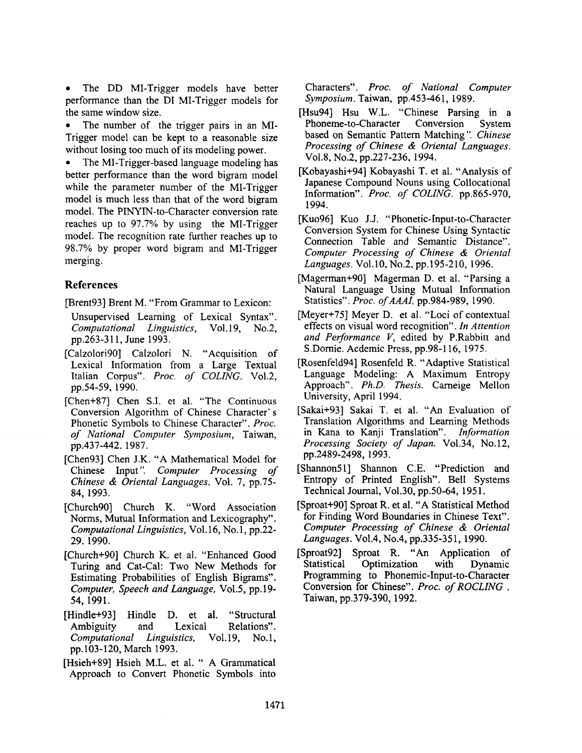- The DD MI-Trigger models have better performance than the DI MI-Trigger models for the same window size.
- The number of the trigger pairs in an MI-Trigger model can be kept to a reasonable size without losing too much of its modeling power.
- The MI-Trigger-based language modeling has better performance than the word bigram model while the parameter number of the MI-Trigger model is much less than that of the word bigram model. The PINYIN-to-Character conversion rate reaches up to 97.7% by using the MI-Trigger model. The recognition rate further reaches up to 98.7% by proper word bigram and MI-Trigger merging.

## References

[Brent93] Brent M. "From Grammar to Lexicon: Unsupervised Learning of Lexical Syntax". *Computational Linguistics*, Vol.19, No.2, pp.263-311, June 1993.

[Calzolori90] Calzolori N. "Acquisition of Lexical Information from a Large Textual Italian Corpus". *Proc. of COLING*. Vol.2, pp.54-59, 1990.

[Chen+87] Chen S.I. et al. "The Continuous Conversion Algorithm of Chinese Character's Phonetic Symbols to Chinese Character". *Proc. of National Computer Symposium*, Taiwan, pp.437-442. 1987.

[Chen93] Chen J.K. "A Mathematical Model for Chinese Input". *Computer Processing of Chinese & Oriental Languages*. Vol. 7, pp.75-84, 1993.

[Church90] Church K. "Word Association Norms, Mutual Information and Lexicography". *Computational Linguistics*, Vol.16, No.1, pp.22-29. 1990.

[Church+90] Church K. et al. "Enhanced Good Turing and Cat-Cal: Two New Methods for Estimating Probabilities of English Bigrams". *Computer, Speech and Language*, Vol.5, pp.19-54, 1991.

[Hindle+93] Hindle D. et al. "Structural Ambiguity and Lexical Relations". *Computational Linguistics*, Vol.19, No.1, pp.103-120, March 1993.

[Hsieh+89] Hsieh M.L. et al. " A Grammatical Approach to Convert Phonetic Symbols into Characters". *Proc. of National Computer Symposium*. Taiwan, pp.453-461, 1989.

[Hsu94] Hsu W.L. "Chinese Parsing in a Phoneme-to-Character Conversion System based on Semantic Pattern Matching". *Chinese Processing of Chinese & Oriental Languages*. Vol.8, No.2, pp.227-236, 1994.

[Kobayashi+94] Kobayashi T. et al. "Analysis of Japanese Compound Nouns using Collocational Information". *Proc. of COLING*. pp.865-970, 1994.

[Kuo96] Kuo J.J. "Phonetic-Input-to-Character Conversion System for Chinese Using Syntactic Connection Table and Semantic Distance". *Computer Processing of Chinese & Oriental Languages*. Vol.10, No.2, pp.195-210, 1996.

[Magerman+90] Magerman D. et al. "Parsing a Natural Language Using Mutual Information Statistics". *Proc. of AAAI*, pp.984-989, 1990.

[Meyer+75] Meyer D. et al. "Loci of contextual effects on visual word recognition". *In Attention and Performance V*, edited by P.Rabbitt and S.Dornie. Acdemic Press, pp.98-116, 1975.

[Rosenfeld94] Rosenfeld R. "Adaptive Statistical Language Modeling: A Maximum Entropy Approach". *Ph.D. Thesis*. Carneige Mellon University, April 1994.

[Sakai+93] Sakai T. et al. "An Evaluation of Translation Algorithms and Learning Methods in Kana to Kanji Translation". *Information Processing Society of Japan*. Vol.34, No.12, pp.2489-2498, 1993.

[Shannon51] Shannon C.E. "Prediction and Entropy of Printed English". Bell Systems Technical Journal, Vol.30, pp.50-64, 1951.

[Sproat+90] Sproat R. et al. "A Statistical Method for Finding Word Boundaries in Chinese Text". *Computer Processing of Chinese & Oriental Languages*. Vol.4, No.4, pp.335-351, 1990.

[Sproat92] Sproat R. "An Application of Statistical Optimization with Dynamic Programming to Phonemic-Input-to-Character Conversion for Chinese". *Proc. of ROCLING*. Taiwan, pp.379-390, 1992.